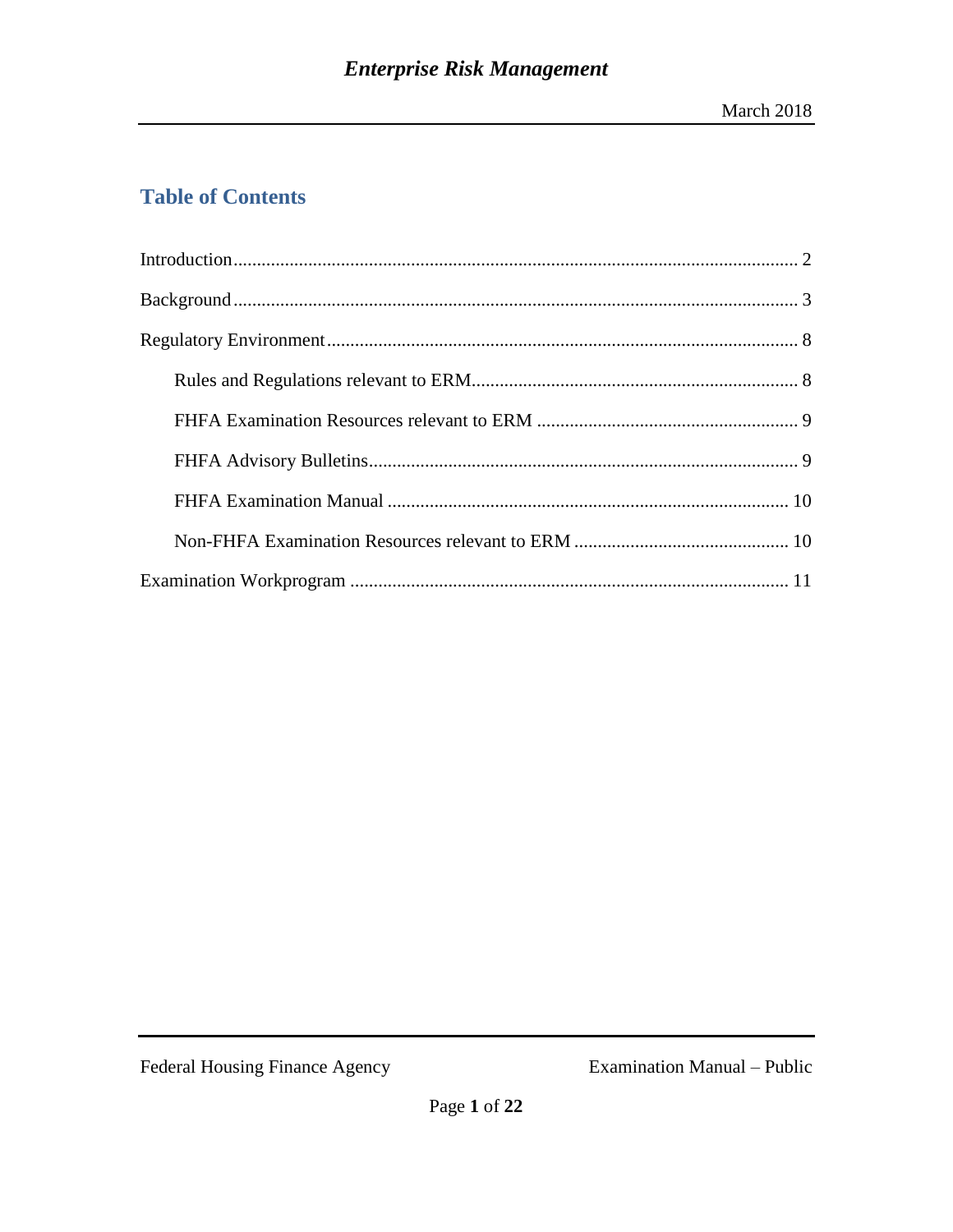## Table of Contents

Introduction ........ 2

Background ........ 3

Regulatory Environment ........ 8

- Rules and Regulations relevant to ERM ........ 8
- FHFA Examination Resources relevant to ERM ........ 9
- FHFA Advisory Bulletins ........ 9
- FHFA Examination Manual ........ 10
- Non-FHFA Examination Resources relevant to ERM ........ 10

Examination Workprogram ........ 11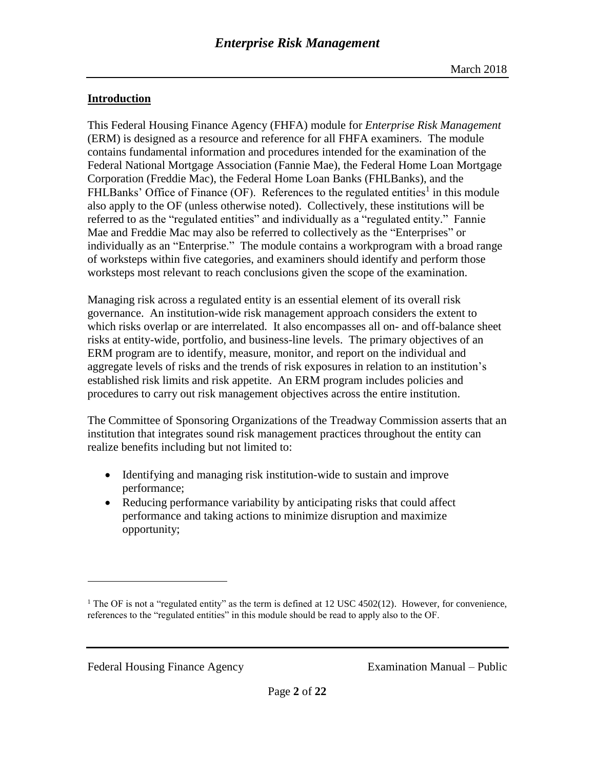## Introduction

This Federal Housing Finance Agency (FHFA) module for *Enterprise Risk Management* (ERM) is designed as a resource and reference for all FHFA examiners. The module contains fundamental information and procedures intended for the examination of the Federal National Mortgage Association (Fannie Mae), the Federal Home Loan Mortgage Corporation (Freddie Mac), the Federal Home Loan Banks (FHLBanks), and the FHLBanks' Office of Finance (OF). References to the regulated entities[1] in this module also apply to the OF (unless otherwise noted). Collectively, these institutions will be referred to as the "regulated entities" and individually as a "regulated entity." Fannie Mae and Freddie Mac may also be referred to collectively as the "Enterprises" or individually as an "Enterprise." The module contains a workprogram with a broad range of worksteps within five categories, and examiners should identify and perform those worksteps most relevant to reach conclusions given the scope of the examination.

Managing risk across a regulated entity is an essential element of its overall risk governance. An institution-wide risk management approach considers the extent to which risks overlap or are interrelated. It also encompasses all on- and off-balance sheet risks at entity-wide, portfolio, and business-line levels. The primary objectives of an ERM program are to identify, measure, monitor, and report on the individual and aggregate levels of risks and the trends of risk exposures in relation to an institution's established risk limits and risk appetite. An ERM program includes policies and procedures to carry out risk management objectives across the entire institution.

The Committee of Sponsoring Organizations of the Treadway Commission asserts that an institution that integrates sound risk management practices throughout the entity can realize benefits including but not limited to:

- Identifying and managing risk institution-wide to sustain and improve performance;
- Reducing performance variability by anticipating risks that could affect performance and taking actions to minimize disruption and maximize opportunity;

[1] The OF is not a "regulated entity" as the term is defined at 12 USC 4502(12). However, for convenience, references to the "regulated entities" in this module should be read to apply also to the OF.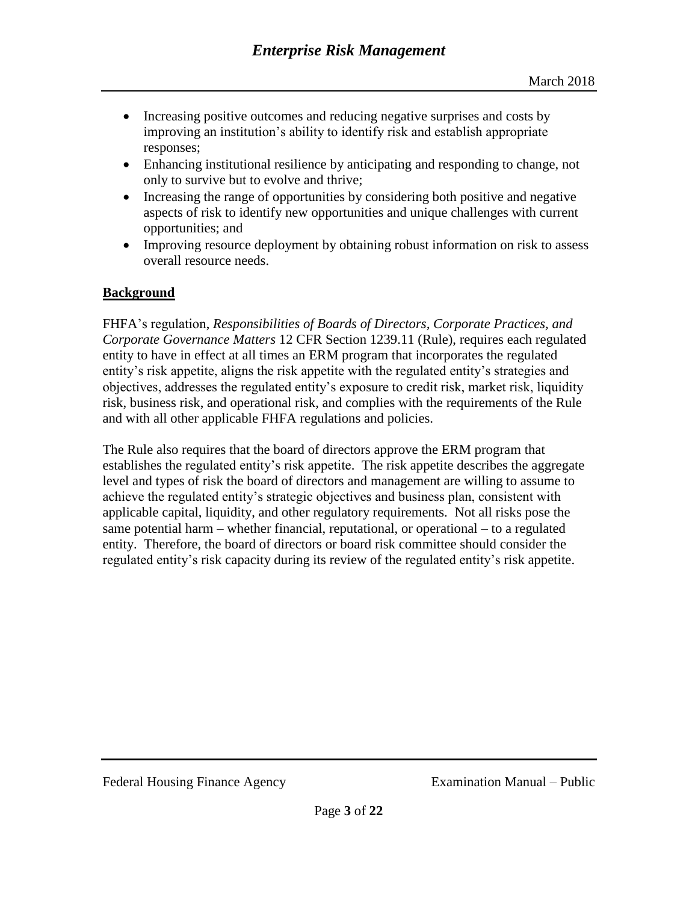- Increasing positive outcomes and reducing negative surprises and costs by improving an institution's ability to identify risk and establish appropriate responses;
- Enhancing institutional resilience by anticipating and responding to change, not only to survive but to evolve and thrive;
- Increasing the range of opportunities by considering both positive and negative aspects of risk to identify new opportunities and unique challenges with current opportunities; and
- Improving resource deployment by obtaining robust information on risk to assess overall resource needs.

## Background

FHFA's regulation, *Responsibilities of Boards of Directors, Corporate Practices, and Corporate Governance Matters* 12 CFR Section 1239.11 (Rule), requires each regulated entity to have in effect at all times an ERM program that incorporates the regulated entity's risk appetite, aligns the risk appetite with the regulated entity's strategies and objectives, addresses the regulated entity's exposure to credit risk, market risk, liquidity risk, business risk, and operational risk, and complies with the requirements of the Rule and with all other applicable FHFA regulations and policies.

The Rule also requires that the board of directors approve the ERM program that establishes the regulated entity's risk appetite. The risk appetite describes the aggregate level and types of risk the board of directors and management are willing to assume to achieve the regulated entity's strategic objectives and business plan, consistent with applicable capital, liquidity, and other regulatory requirements. Not all risks pose the same potential harm – whether financial, reputational, or operational – to a regulated entity. Therefore, the board of directors or board risk committee should consider the regulated entity's risk capacity during its review of the regulated entity's risk appetite.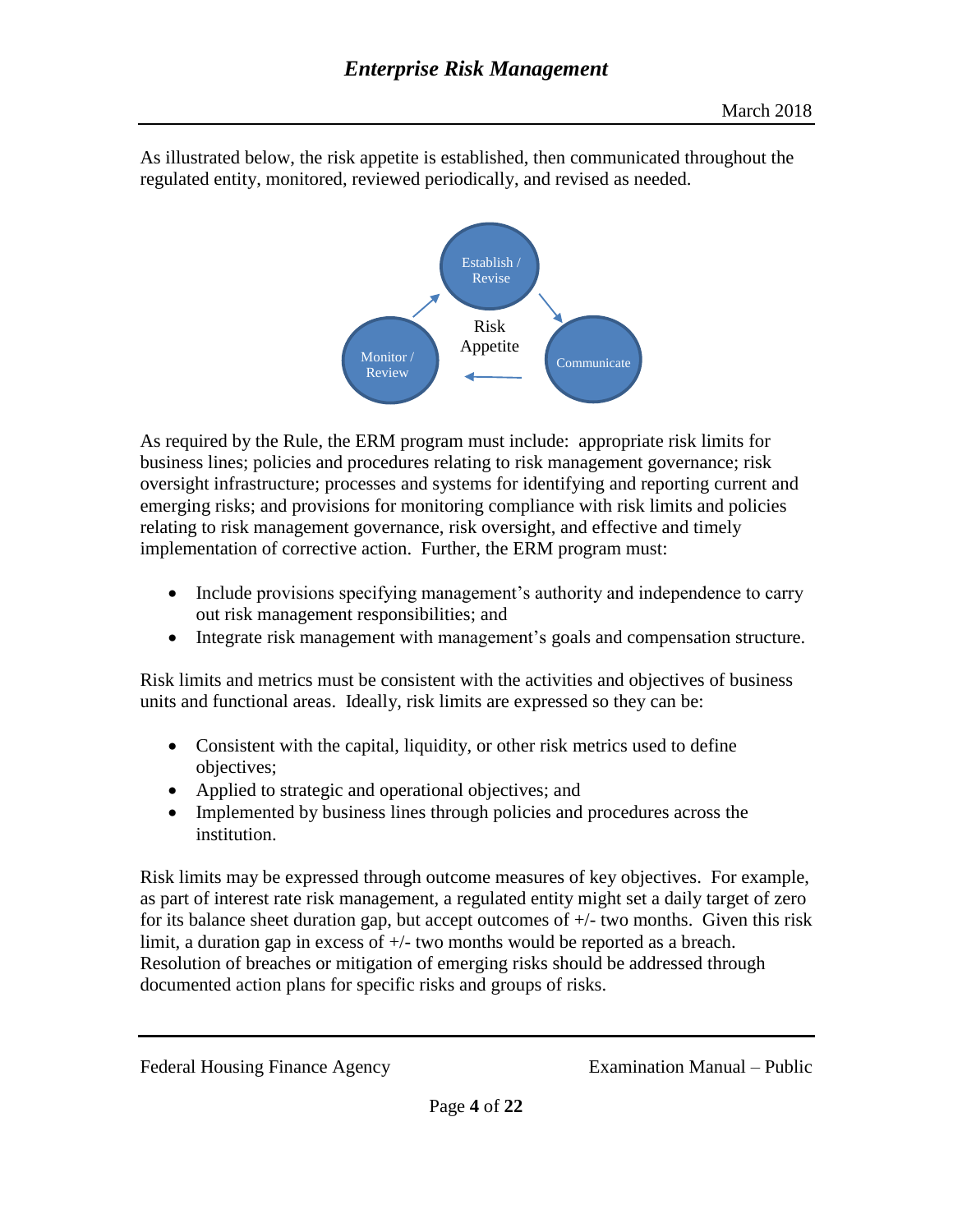As illustrated below, the risk appetite is established, then communicated throughout the regulated entity, monitored, reviewed periodically, and revised as needed.

Establish / Revise

Risk Appetite

Monitor / Review

Communicate

As required by the Rule, the ERM program must include: appropriate risk limits for business lines; policies and procedures relating to risk management governance; risk oversight infrastructure; processes and systems for identifying and reporting current and emerging risks; and provisions for monitoring compliance with risk limits and policies relating to risk management governance, risk oversight, and effective and timely implementation of corrective action. Further, the ERM program must:

- Include provisions specifying management's authority and independence to carry out risk management responsibilities; and
- Integrate risk management with management's goals and compensation structure.

Risk limits and metrics must be consistent with the activities and objectives of business units and functional areas. Ideally, risk limits are expressed so they can be:

- Consistent with the capital, liquidity, or other risk metrics used to define objectives;
- Applied to strategic and operational objectives; and
- Implemented by business lines through policies and procedures across the institution.

Risk limits may be expressed through outcome measures of key objectives. For example, as part of interest rate risk management, a regulated entity might set a daily target of zero for its balance sheet duration gap, but accept outcomes of +/- two months. Given this risk limit, a duration gap in excess of +/- two months would be reported as a breach. Resolution of breaches or mitigation of emerging risks should be addressed through documented action plans for specific risks and groups of risks.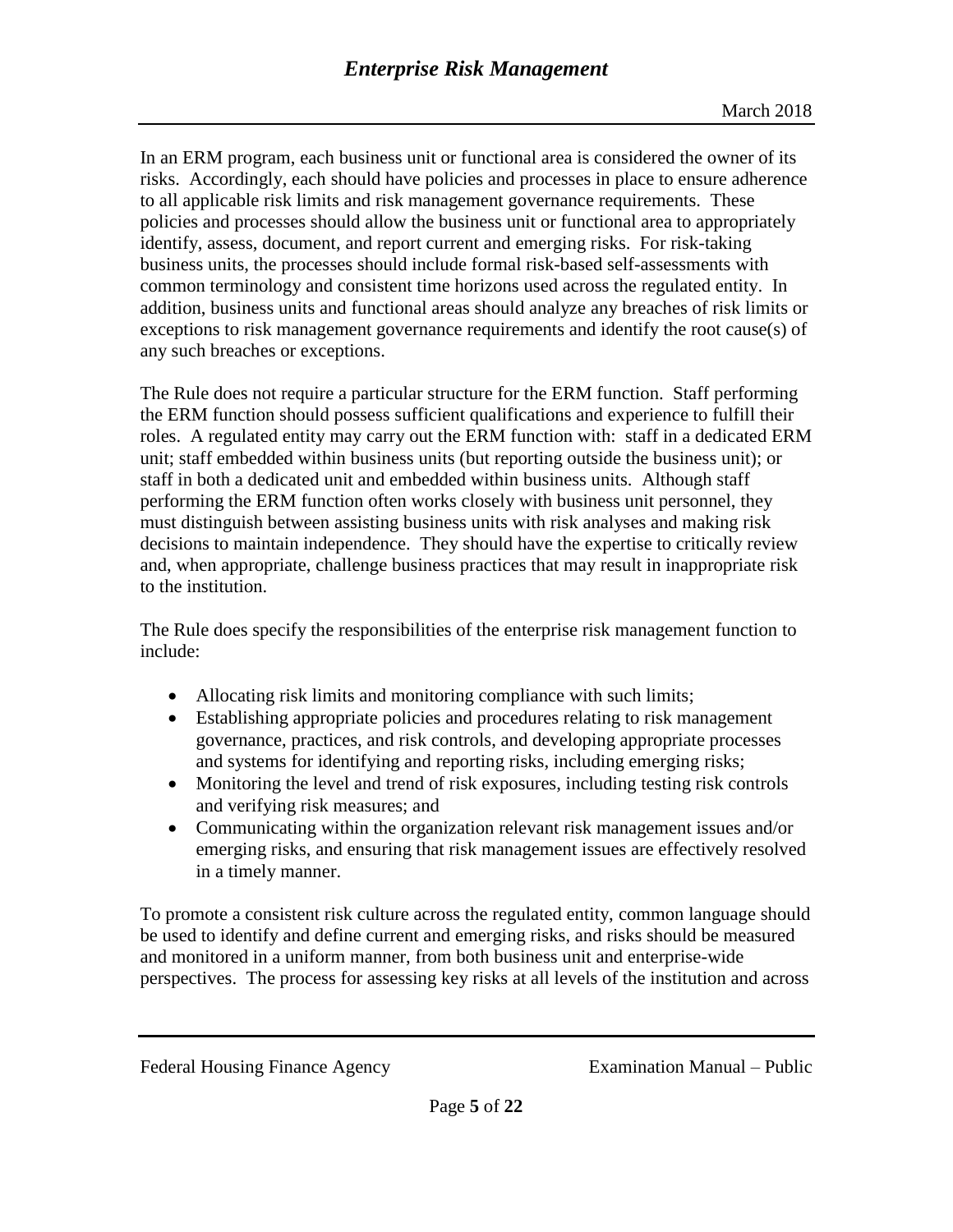In an ERM program, each business unit or functional area is considered the owner of its risks. Accordingly, each should have policies and processes in place to ensure adherence to all applicable risk limits and risk management governance requirements. These policies and processes should allow the business unit or functional area to appropriately identify, assess, document, and report current and emerging risks. For risk-taking business units, the processes should include formal risk-based self-assessments with common terminology and consistent time horizons used across the regulated entity. In addition, business units and functional areas should analyze any breaches of risk limits or exceptions to risk management governance requirements and identify the root cause(s) of any such breaches or exceptions.

The Rule does not require a particular structure for the ERM function. Staff performing the ERM function should possess sufficient qualifications and experience to fulfill their roles. A regulated entity may carry out the ERM function with: staff in a dedicated ERM unit; staff embedded within business units (but reporting outside the business unit); or staff in both a dedicated unit and embedded within business units. Although staff performing the ERM function often works closely with business unit personnel, they must distinguish between assisting business units with risk analyses and making risk decisions to maintain independence. They should have the expertise to critically review and, when appropriate, challenge business practices that may result in inappropriate risk to the institution.

The Rule does specify the responsibilities of the enterprise risk management function to include:

- Allocating risk limits and monitoring compliance with such limits;
- Establishing appropriate policies and procedures relating to risk management governance, practices, and risk controls, and developing appropriate processes and systems for identifying and reporting risks, including emerging risks;
- Monitoring the level and trend of risk exposures, including testing risk controls and verifying risk measures; and
- Communicating within the organization relevant risk management issues and/or emerging risks, and ensuring that risk management issues are effectively resolved in a timely manner.

To promote a consistent risk culture across the regulated entity, common language should be used to identify and define current and emerging risks, and risks should be measured and monitored in a uniform manner, from both business unit and enterprise-wide perspectives. The process for assessing key risks at all levels of the institution and across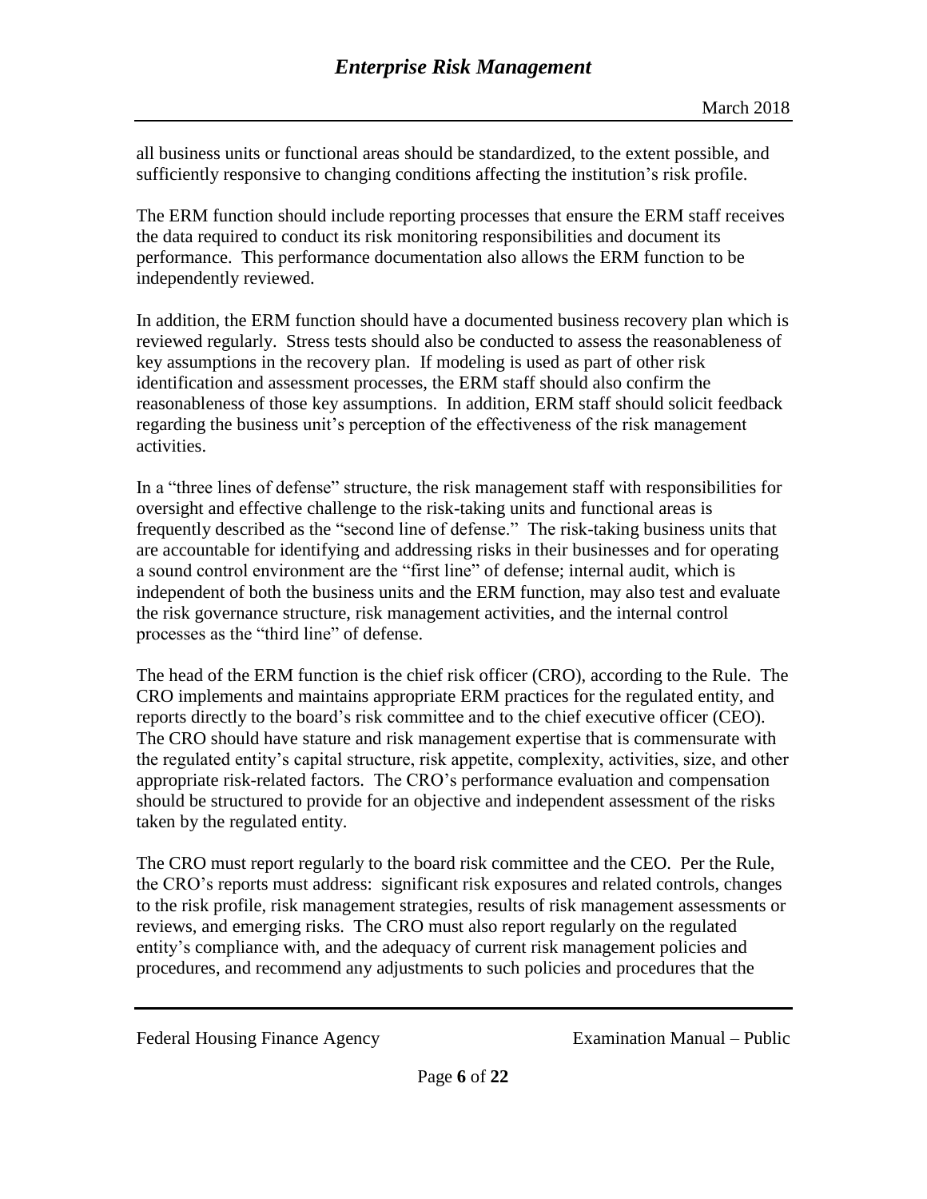all business units or functional areas should be standardized, to the extent possible, and sufficiently responsive to changing conditions affecting the institution's risk profile.

The ERM function should include reporting processes that ensure the ERM staff receives the data required to conduct its risk monitoring responsibilities and document its performance. This performance documentation also allows the ERM function to be independently reviewed.

In addition, the ERM function should have a documented business recovery plan which is reviewed regularly. Stress tests should also be conducted to assess the reasonableness of key assumptions in the recovery plan. If modeling is used as part of other risk identification and assessment processes, the ERM staff should also confirm the reasonableness of those key assumptions. In addition, ERM staff should solicit feedback regarding the business unit's perception of the effectiveness of the risk management activities.

In a "three lines of defense" structure, the risk management staff with responsibilities for oversight and effective challenge to the risk-taking units and functional areas is frequently described as the "second line of defense." The risk-taking business units that are accountable for identifying and addressing risks in their businesses and for operating a sound control environment are the "first line" of defense; internal audit, which is independent of both the business units and the ERM function, may also test and evaluate the risk governance structure, risk management activities, and the internal control processes as the "third line" of defense.

The head of the ERM function is the chief risk officer (CRO), according to the Rule. The CRO implements and maintains appropriate ERM practices for the regulated entity, and reports directly to the board's risk committee and to the chief executive officer (CEO). The CRO should have stature and risk management expertise that is commensurate with the regulated entity's capital structure, risk appetite, complexity, activities, size, and other appropriate risk-related factors. The CRO's performance evaluation and compensation should be structured to provide for an objective and independent assessment of the risks taken by the regulated entity.

The CRO must report regularly to the board risk committee and the CEO. Per the Rule, the CRO's reports must address: significant risk exposures and related controls, changes to the risk profile, risk management strategies, results of risk management assessments or reviews, and emerging risks. The CRO must also report regularly on the regulated entity's compliance with, and the adequacy of current risk management policies and procedures, and recommend any adjustments to such policies and procedures that the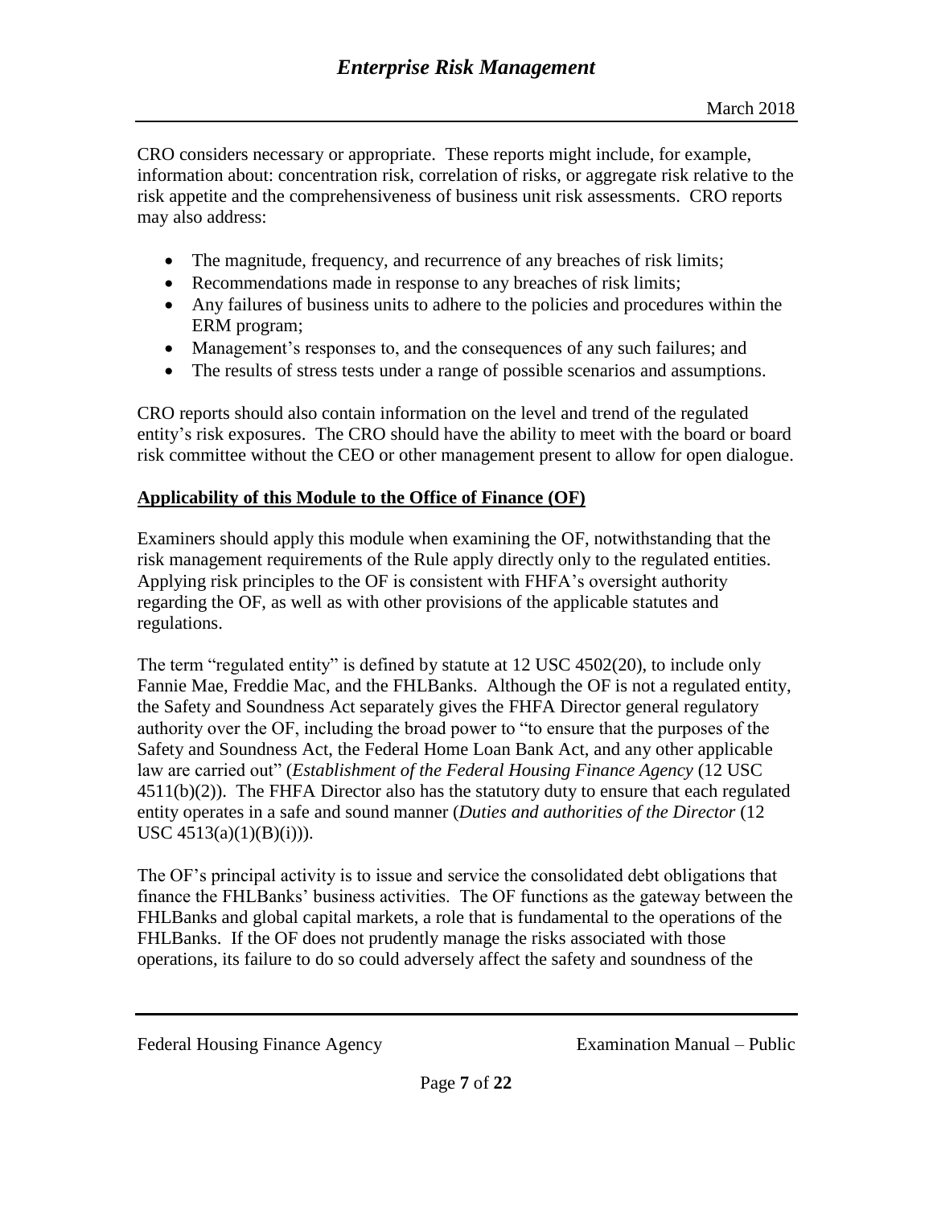CRO considers necessary or appropriate. These reports might include, for example, information about: concentration risk, correlation of risks, or aggregate risk relative to the risk appetite and the comprehensiveness of business unit risk assessments. CRO reports may also address:

- The magnitude, frequency, and recurrence of any breaches of risk limits;
- Recommendations made in response to any breaches of risk limits;
- Any failures of business units to adhere to the policies and procedures within the ERM program;
- Management's responses to, and the consequences of any such failures; and
- The results of stress tests under a range of possible scenarios and assumptions.

CRO reports should also contain information on the level and trend of the regulated entity's risk exposures. The CRO should have the ability to meet with the board or board risk committee without the CEO or other management present to allow for open dialogue.

**Applicability of this Module to the Office of Finance (OF)**

Examiners should apply this module when examining the OF, notwithstanding that the risk management requirements of the Rule apply directly only to the regulated entities. Applying risk principles to the OF is consistent with FHFA's oversight authority regarding the OF, as well as with other provisions of the applicable statutes and regulations.

The term "regulated entity" is defined by statute at 12 USC 4502(20), to include only Fannie Mae, Freddie Mac, and the FHLBanks. Although the OF is not a regulated entity, the Safety and Soundness Act separately gives the FHFA Director general regulatory authority over the OF, including the broad power to "to ensure that the purposes of the Safety and Soundness Act, the Federal Home Loan Bank Act, and any other applicable law are carried out" (*Establishment of the Federal Housing Finance Agency* (12 USC 4511(b)(2)). The FHFA Director also has the statutory duty to ensure that each regulated entity operates in a safe and sound manner (*Duties and authorities of the Director* (12 USC 4513(a)(1)(B)(i))).

The OF's principal activity is to issue and service the consolidated debt obligations that finance the FHLBanks' business activities. The OF functions as the gateway between the FHLBanks and global capital markets, a role that is fundamental to the operations of the FHLBanks. If the OF does not prudently manage the risks associated with those operations, its failure to do so could adversely affect the safety and soundness of the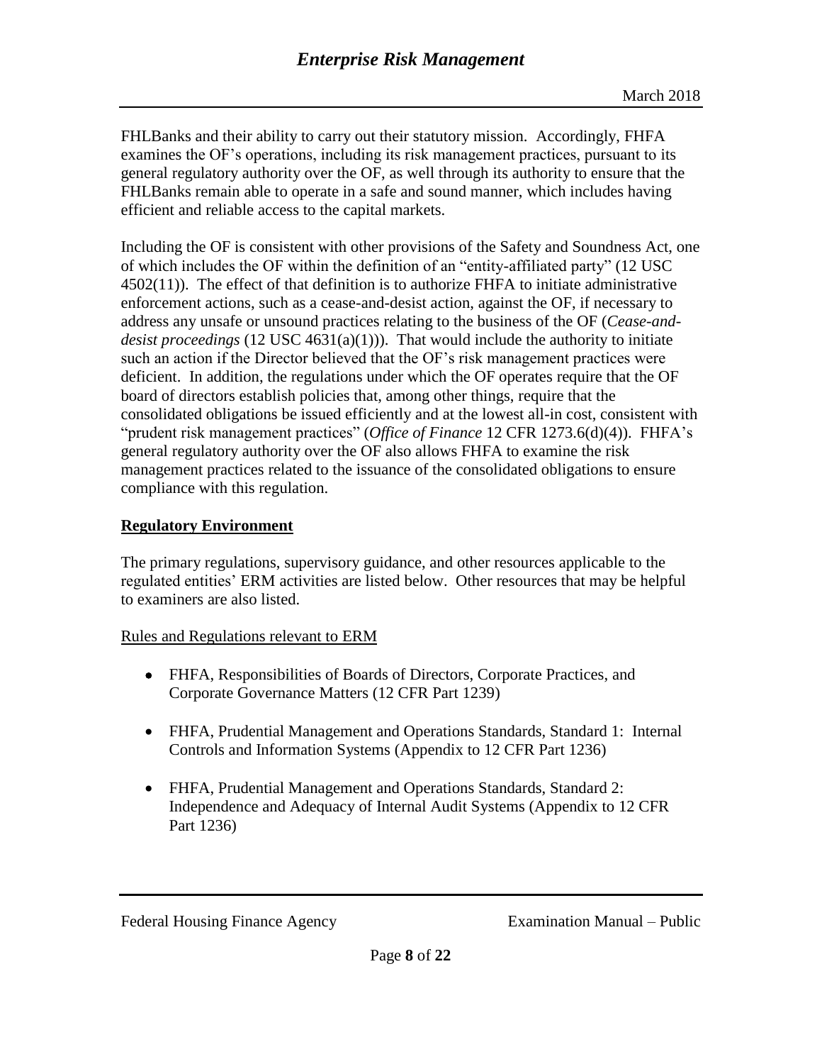FHLBanks and their ability to carry out their statutory mission. Accordingly, FHFA examines the OF's operations, including its risk management practices, pursuant to its general regulatory authority over the OF, as well through its authority to ensure that the FHLBanks remain able to operate in a safe and sound manner, which includes having efficient and reliable access to the capital markets.

Including the OF is consistent with other provisions of the Safety and Soundness Act, one of which includes the OF within the definition of an "entity-affiliated party" (12 USC 4502(11)). The effect of that definition is to authorize FHFA to initiate administrative enforcement actions, such as a cease-and-desist action, against the OF, if necessary to address any unsafe or unsound practices relating to the business of the OF (*Cease-and-desist proceedings* (12 USC 4631(a)(1))). That would include the authority to initiate such an action if the Director believed that the OF's risk management practices were deficient. In addition, the regulations under which the OF operates require that the OF board of directors establish policies that, among other things, require that the consolidated obligations be issued efficiently and at the lowest all-in cost, consistent with "prudent risk management practices" (*Office of Finance* 12 CFR 1273.6(d)(4)). FHFA's general regulatory authority over the OF also allows FHFA to examine the risk management practices related to the issuance of the consolidated obligations to ensure compliance with this regulation.

## Regulatory Environment

The primary regulations, supervisory guidance, and other resources applicable to the regulated entities' ERM activities are listed below. Other resources that may be helpful to examiners are also listed.

Rules and Regulations relevant to ERM

- FHFA, Responsibilities of Boards of Directors, Corporate Practices, and Corporate Governance Matters (12 CFR Part 1239)
- FHFA, Prudential Management and Operations Standards, Standard 1: Internal Controls and Information Systems (Appendix to 12 CFR Part 1236)
- FHFA, Prudential Management and Operations Standards, Standard 2: Independence and Adequacy of Internal Audit Systems (Appendix to 12 CFR Part 1236)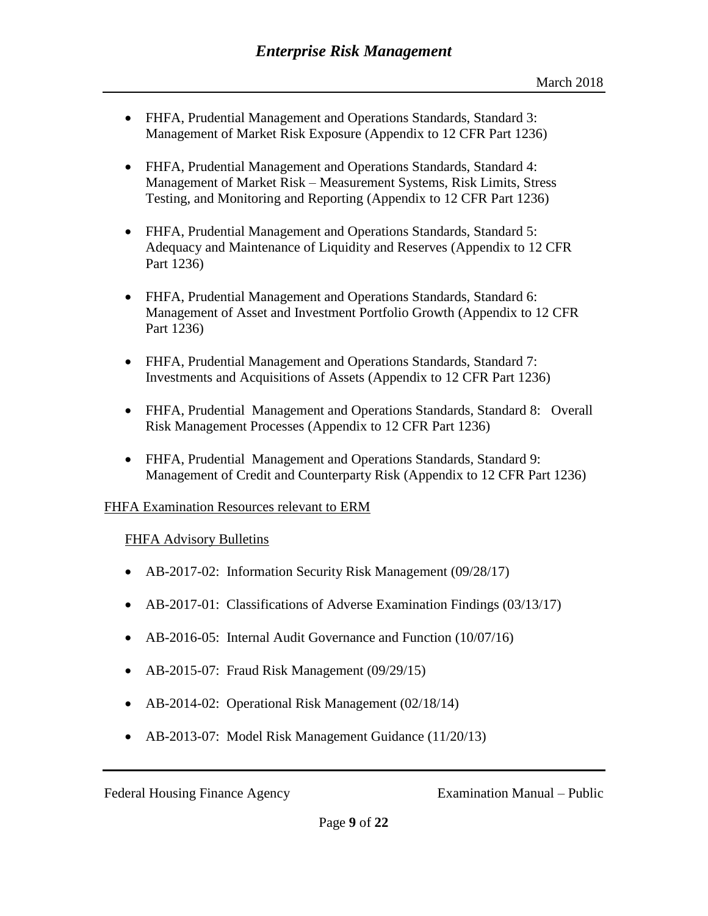- FHFA, Prudential Management and Operations Standards, Standard 3: Management of Market Risk Exposure (Appendix to 12 CFR Part 1236)

- FHFA, Prudential Management and Operations Standards, Standard 4: Management of Market Risk – Measurement Systems, Risk Limits, Stress Testing, and Monitoring and Reporting (Appendix to 12 CFR Part 1236)

- FHFA, Prudential Management and Operations Standards, Standard 5: Adequacy and Maintenance of Liquidity and Reserves (Appendix to 12 CFR Part 1236)

- FHFA, Prudential Management and Operations Standards, Standard 6: Management of Asset and Investment Portfolio Growth (Appendix to 12 CFR Part 1236)

- FHFA, Prudential Management and Operations Standards, Standard 7: Investments and Acquisitions of Assets (Appendix to 12 CFR Part 1236)

- FHFA, Prudential Management and Operations Standards, Standard 8: Overall Risk Management Processes (Appendix to 12 CFR Part 1236)

- FHFA, Prudential Management and Operations Standards, Standard 9: Management of Credit and Counterparty Risk (Appendix to 12 CFR Part 1236)

FHFA Examination Resources relevant to ERM

FHFA Advisory Bulletins

- AB-2017-02: Information Security Risk Management (09/28/17)

- AB-2017-01: Classifications of Adverse Examination Findings (03/13/17)

- AB-2016-05: Internal Audit Governance and Function (10/07/16)

- AB-2015-07: Fraud Risk Management (09/29/15)

- AB-2014-02: Operational Risk Management (02/18/14)

- AB-2013-07: Model Risk Management Guidance (11/20/13)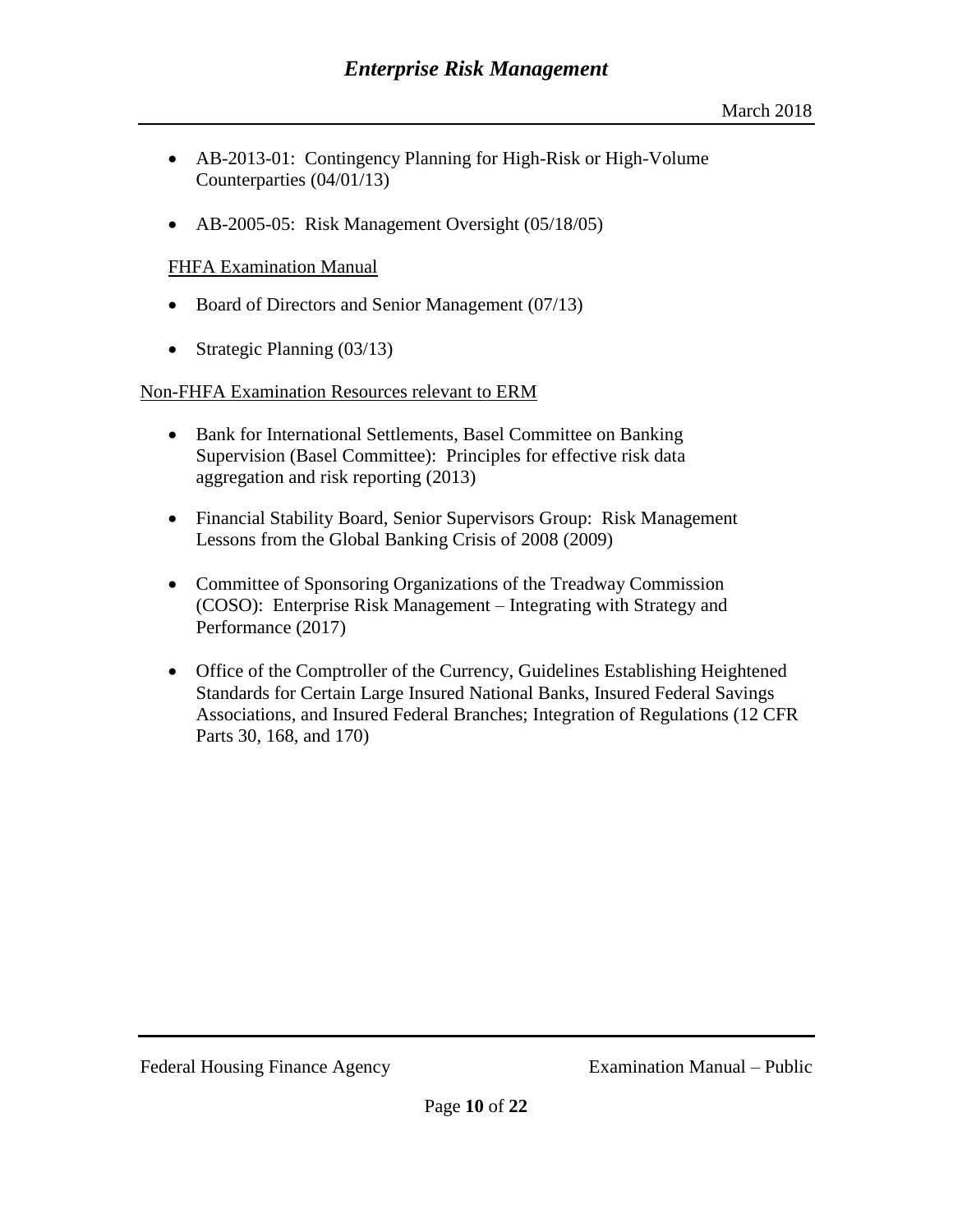- AB-2013-01: Contingency Planning for High-Risk or High-Volume Counterparties (04/01/13)

- AB-2005-05: Risk Management Oversight (05/18/05)

FHFA Examination Manual

- Board of Directors and Senior Management (07/13)

- Strategic Planning (03/13)

Non-FHFA Examination Resources relevant to ERM

- Bank for International Settlements, Basel Committee on Banking Supervision (Basel Committee): Principles for effective risk data aggregation and risk reporting (2013)

- Financial Stability Board, Senior Supervisors Group: Risk Management Lessons from the Global Banking Crisis of 2008 (2009)

- Committee of Sponsoring Organizations of the Treadway Commission (COSO): Enterprise Risk Management – Integrating with Strategy and Performance (2017)

- Office of the Comptroller of the Currency, Guidelines Establishing Heightened Standards for Certain Large Insured National Banks, Insured Federal Savings Associations, and Insured Federal Branches; Integration of Regulations (12 CFR Parts 30, 168, and 170)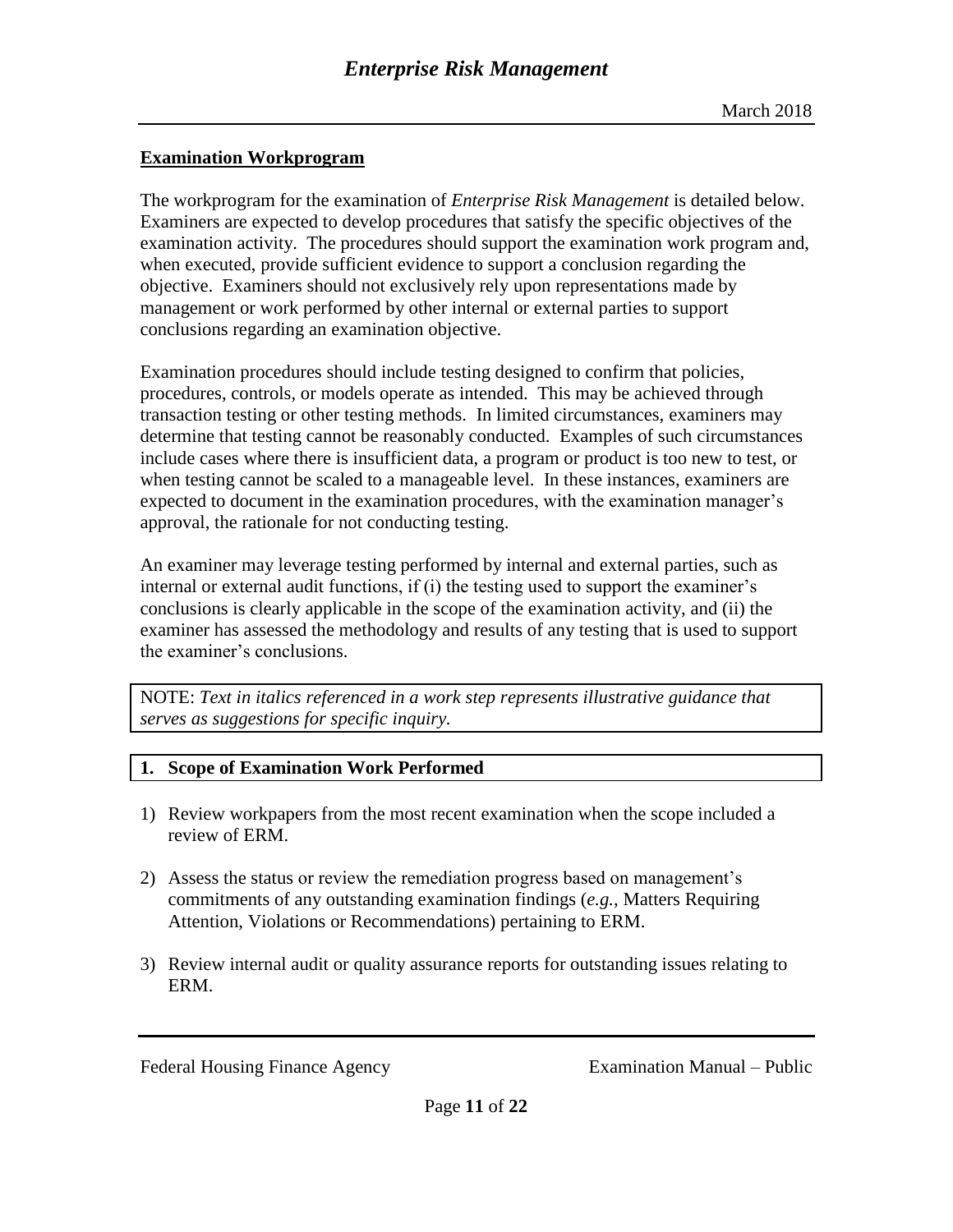## Examination Workprogram

The workprogram for the examination of *Enterprise Risk Management* is detailed below. Examiners are expected to develop procedures that satisfy the specific objectives of the examination activity. The procedures should support the examination work program and, when executed, provide sufficient evidence to support a conclusion regarding the objective. Examiners should not exclusively rely upon representations made by management or work performed by other internal or external parties to support conclusions regarding an examination objective.

Examination procedures should include testing designed to confirm that policies, procedures, controls, or models operate as intended. This may be achieved through transaction testing or other testing methods. In limited circumstances, examiners may determine that testing cannot be reasonably conducted. Examples of such circumstances include cases where there is insufficient data, a program or product is too new to test, or when testing cannot be scaled to a manageable level. In these instances, examiners are expected to document in the examination procedures, with the examination manager's approval, the rationale for not conducting testing.

An examiner may leverage testing performed by internal and external parties, such as internal or external audit functions, if (i) the testing used to support the examiner's conclusions is clearly applicable in the scope of the examination activity, and (ii) the examiner has assessed the methodology and results of any testing that is used to support the examiner's conclusions.

NOTE: *Text in italics referenced in a work step represents illustrative guidance that serves as suggestions for specific inquiry.*

### 1. Scope of Examination Work Performed

1) Review workpapers from the most recent examination when the scope included a review of ERM.

2) Assess the status or review the remediation progress based on management's commitments of any outstanding examination findings (*e.g.*, Matters Requiring Attention, Violations or Recommendations) pertaining to ERM.

3) Review internal audit or quality assurance reports for outstanding issues relating to ERM.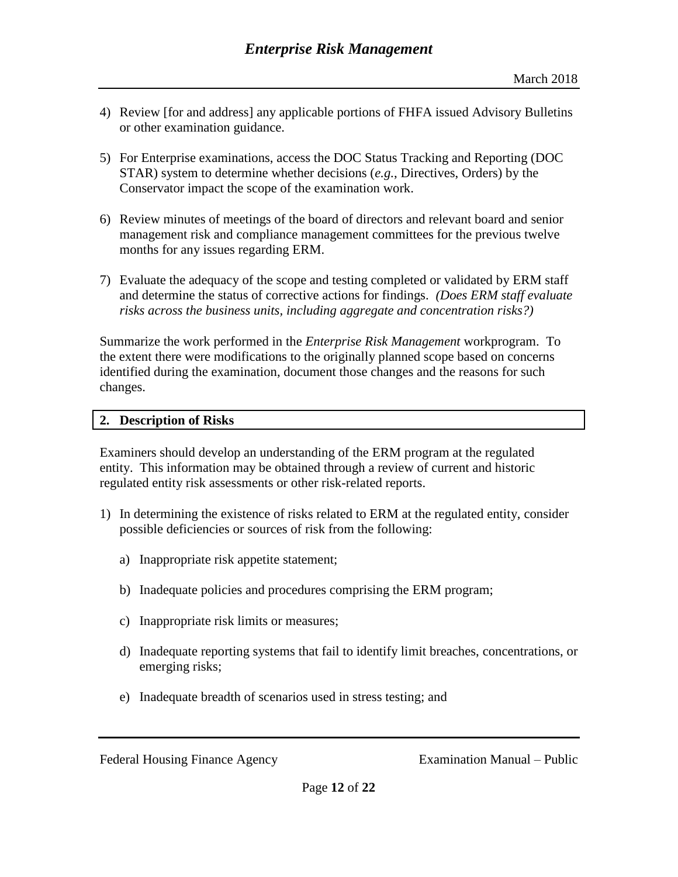4) Review [for and address] any applicable portions of FHFA issued Advisory Bulletins or other examination guidance.

5) For Enterprise examinations, access the DOC Status Tracking and Reporting (DOC STAR) system to determine whether decisions (*e.g.*, Directives, Orders) by the Conservator impact the scope of the examination work.

6) Review minutes of meetings of the board of directors and relevant board and senior management risk and compliance management committees for the previous twelve months for any issues regarding ERM.

7) Evaluate the adequacy of the scope and testing completed or validated by ERM staff and determine the status of corrective actions for findings. *(Does ERM staff evaluate risks across the business units, including aggregate and concentration risks?)*

Summarize the work performed in the *Enterprise Risk Management* workprogram. To the extent there were modifications to the originally planned scope based on concerns identified during the examination, document those changes and the reasons for such changes.

## 2. Description of Risks

Examiners should develop an understanding of the ERM program at the regulated entity. This information may be obtained through a review of current and historic regulated entity risk assessments or other risk-related reports.

1) In determining the existence of risks related to ERM at the regulated entity, consider possible deficiencies or sources of risk from the following:

   a) Inappropriate risk appetite statement;

   b) Inadequate policies and procedures comprising the ERM program;

   c) Inappropriate risk limits or measures;

   d) Inadequate reporting systems that fail to identify limit breaches, concentrations, or emerging risks;

   e) Inadequate breadth of scenarios used in stress testing; and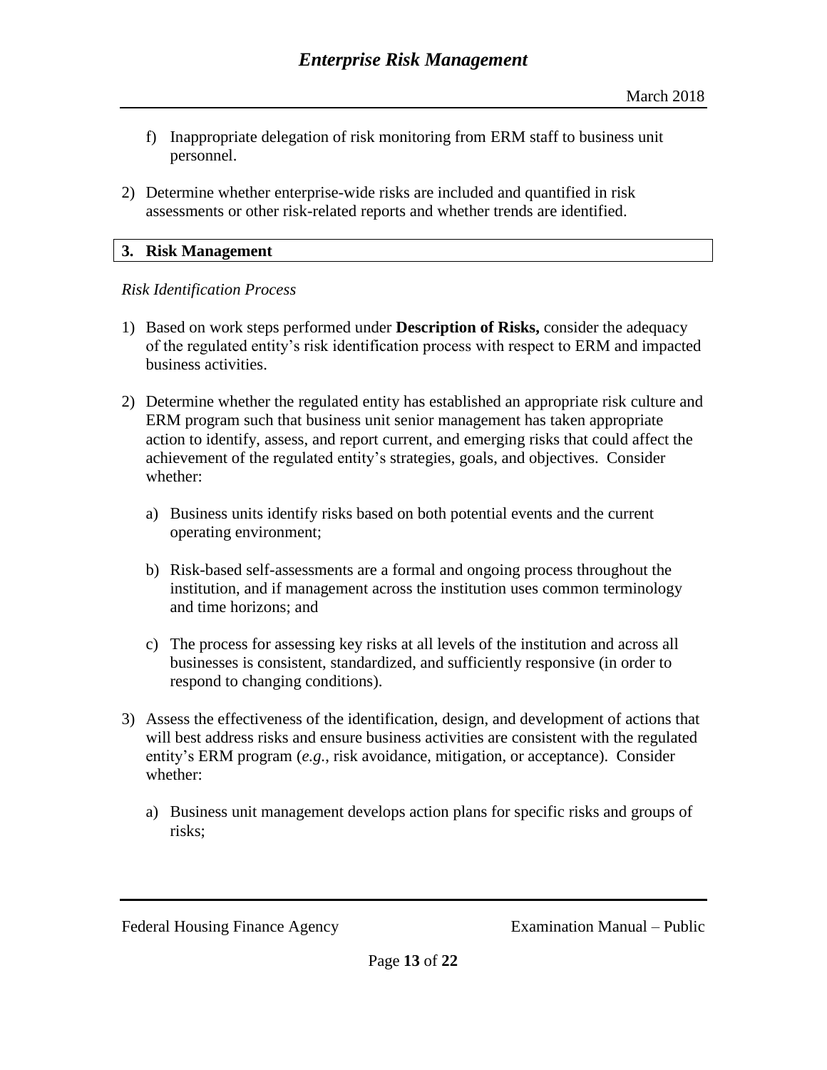f) Inappropriate delegation of risk monitoring from ERM staff to business unit personnel.

2) Determine whether enterprise-wide risks are included and quantified in risk assessments or other risk-related reports and whether trends are identified.

## 3. Risk Management

*Risk Identification Process*

1) Based on work steps performed under **Description of Risks,** consider the adequacy of the regulated entity's risk identification process with respect to ERM and impacted business activities.

2) Determine whether the regulated entity has established an appropriate risk culture and ERM program such that business unit senior management has taken appropriate action to identify, assess, and report current, and emerging risks that could affect the achievement of the regulated entity's strategies, goals, and objectives. Consider whether:

   a) Business units identify risks based on both potential events and the current operating environment;

   b) Risk-based self-assessments are a formal and ongoing process throughout the institution, and if management across the institution uses common terminology and time horizons; and

   c) The process for assessing key risks at all levels of the institution and across all businesses is consistent, standardized, and sufficiently responsive (in order to respond to changing conditions).

3) Assess the effectiveness of the identification, design, and development of actions that will best address risks and ensure business activities are consistent with the regulated entity's ERM program (*e.g.*, risk avoidance, mitigation, or acceptance). Consider whether:

   a) Business unit management develops action plans for specific risks and groups of risks;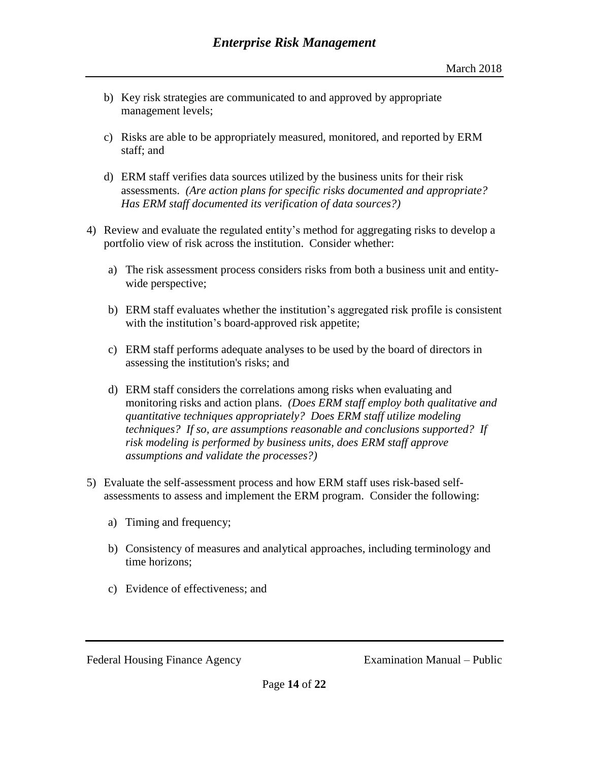b) Key risk strategies are communicated to and approved by appropriate management levels;

c) Risks are able to be appropriately measured, monitored, and reported by ERM staff; and

d) ERM staff verifies data sources utilized by the business units for their risk assessments. *(Are action plans for specific risks documented and appropriate? Has ERM staff documented its verification of data sources?)*

4) Review and evaluate the regulated entity's method for aggregating risks to develop a portfolio view of risk across the institution. Consider whether:

   a) The risk assessment process considers risks from both a business unit and entity-wide perspective;

   b) ERM staff evaluates whether the institution's aggregated risk profile is consistent with the institution's board-approved risk appetite;

   c) ERM staff performs adequate analyses to be used by the board of directors in assessing the institution's risks; and

   d) ERM staff considers the correlations among risks when evaluating and monitoring risks and action plans. *(Does ERM staff employ both qualitative and quantitative techniques appropriately? Does ERM staff utilize modeling techniques? If so, are assumptions reasonable and conclusions supported? If risk modeling is performed by business units, does ERM staff approve assumptions and validate the processes?)*

5) Evaluate the self-assessment process and how ERM staff uses risk-based self-assessments to assess and implement the ERM program. Consider the following:

   a) Timing and frequency;

   b) Consistency of measures and analytical approaches, including terminology and time horizons;

   c) Evidence of effectiveness; and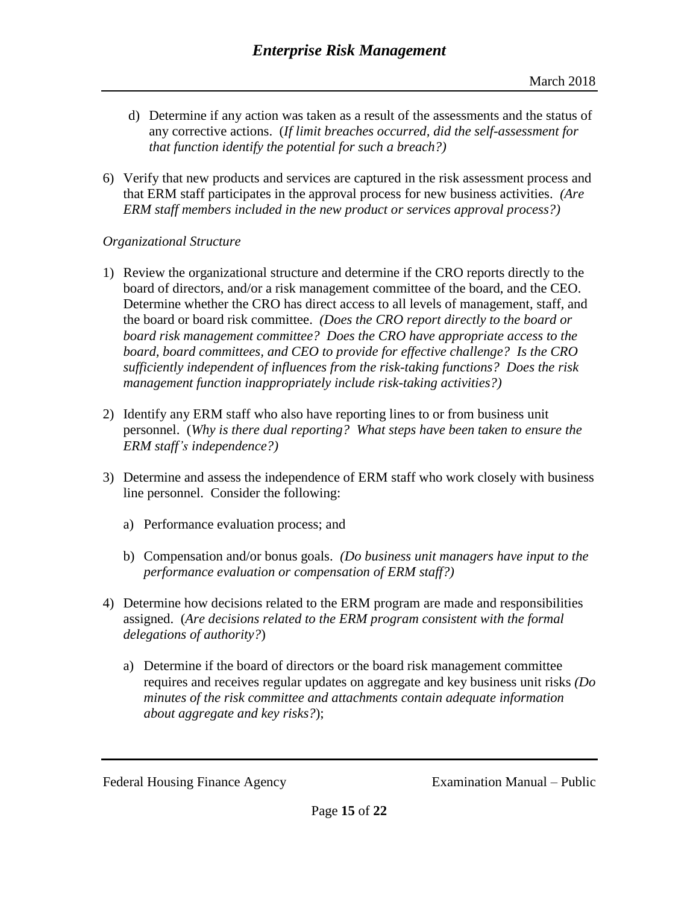d) Determine if any action was taken as a result of the assessments and the status of any corrective actions. (*If limit breaches occurred, did the self-assessment for that function identify the potential for such a breach?)*

6) Verify that new products and services are captured in the risk assessment process and that ERM staff participates in the approval process for new business activities. *(Are ERM staff members included in the new product or services approval process?)*

*Organizational Structure*

1) Review the organizational structure and determine if the CRO reports directly to the board of directors, and/or a risk management committee of the board, and the CEO. Determine whether the CRO has direct access to all levels of management, staff, and the board or board risk committee. *(Does the CRO report directly to the board or board risk management committee? Does the CRO have appropriate access to the board, board committees, and CEO to provide for effective challenge? Is the CRO sufficiently independent of influences from the risk-taking functions? Does the risk management function inappropriately include risk-taking activities?)*

2) Identify any ERM staff who also have reporting lines to or from business unit personnel. (*Why is there dual reporting? What steps have been taken to ensure the ERM staff's independence?)*

3) Determine and assess the independence of ERM staff who work closely with business line personnel. Consider the following:

   a) Performance evaluation process; and

   b) Compensation and/or bonus goals. *(Do business unit managers have input to the performance evaluation or compensation of ERM staff?)*

4) Determine how decisions related to the ERM program are made and responsibilities assigned. (*Are decisions related to the ERM program consistent with the formal delegations of authority?*)

   a) Determine if the board of directors or the board risk management committee requires and receives regular updates on aggregate and key business unit risks *(Do minutes of the risk committee and attachments contain adequate information about aggregate and key risks?*);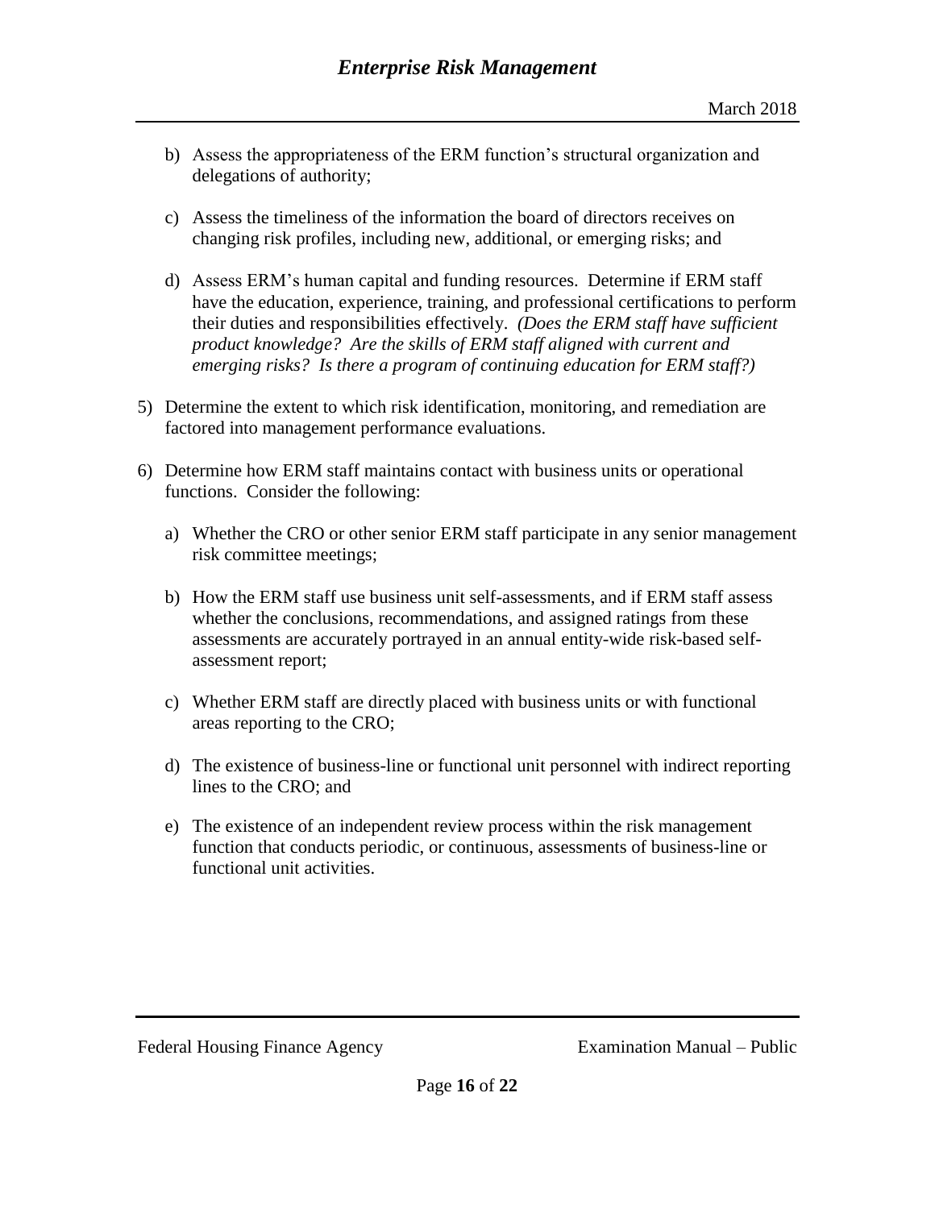b) Assess the appropriateness of the ERM function's structural organization and delegations of authority;

c) Assess the timeliness of the information the board of directors receives on changing risk profiles, including new, additional, or emerging risks; and

d) Assess ERM's human capital and funding resources. Determine if ERM staff have the education, experience, training, and professional certifications to perform their duties and responsibilities effectively. *(Does the ERM staff have sufficient product knowledge? Are the skills of ERM staff aligned with current and emerging risks? Is there a program of continuing education for ERM staff?)*

5) Determine the extent to which risk identification, monitoring, and remediation are factored into management performance evaluations.

6) Determine how ERM staff maintains contact with business units or operational functions. Consider the following:

   a) Whether the CRO or other senior ERM staff participate in any senior management risk committee meetings;

   b) How the ERM staff use business unit self-assessments, and if ERM staff assess whether the conclusions, recommendations, and assigned ratings from these assessments are accurately portrayed in an annual entity-wide risk-based self-assessment report;

   c) Whether ERM staff are directly placed with business units or with functional areas reporting to the CRO;

   d) The existence of business-line or functional unit personnel with indirect reporting lines to the CRO; and

   e) The existence of an independent review process within the risk management function that conducts periodic, or continuous, assessments of business-line or functional unit activities.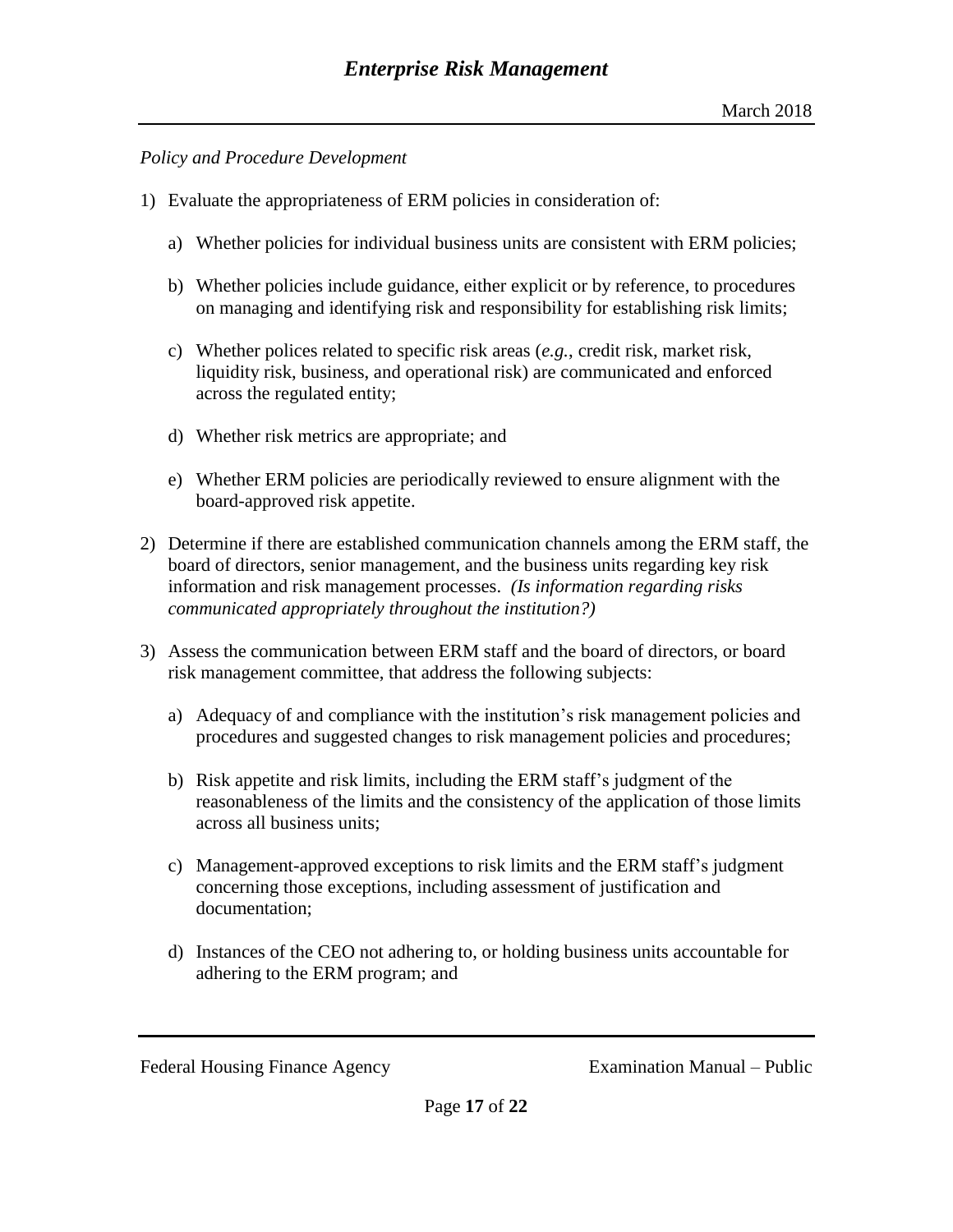*Policy and Procedure Development*

1) Evaluate the appropriateness of ERM policies in consideration of:

   a) Whether policies for individual business units are consistent with ERM policies;

   b) Whether policies include guidance, either explicit or by reference, to procedures on managing and identifying risk and responsibility for establishing risk limits;

   c) Whether polices related to specific risk areas (*e.g.*, credit risk, market risk, liquidity risk, business, and operational risk) are communicated and enforced across the regulated entity;

   d) Whether risk metrics are appropriate; and

   e) Whether ERM policies are periodically reviewed to ensure alignment with the board-approved risk appetite.

2) Determine if there are established communication channels among the ERM staff, the board of directors, senior management, and the business units regarding key risk information and risk management processes. *(Is information regarding risks communicated appropriately throughout the institution?)*

3) Assess the communication between ERM staff and the board of directors, or board risk management committee, that address the following subjects:

   a) Adequacy of and compliance with the institution's risk management policies and procedures and suggested changes to risk management policies and procedures;

   b) Risk appetite and risk limits, including the ERM staff's judgment of the reasonableness of the limits and the consistency of the application of those limits across all business units;

   c) Management-approved exceptions to risk limits and the ERM staff's judgment concerning those exceptions, including assessment of justification and documentation;

   d) Instances of the CEO not adhering to, or holding business units accountable for adhering to the ERM program; and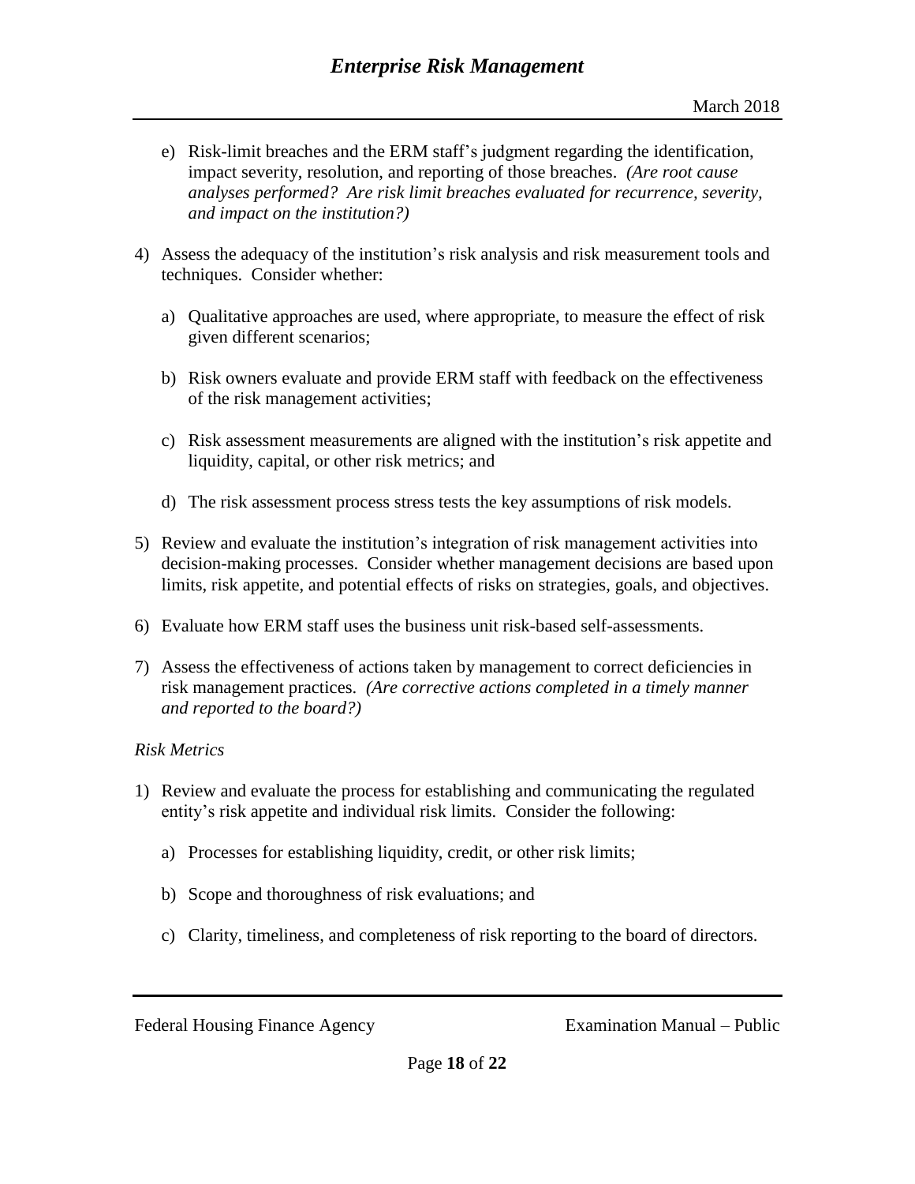e) Risk-limit breaches and the ERM staff's judgment regarding the identification, impact severity, resolution, and reporting of those breaches. *(Are root cause analyses performed? Are risk limit breaches evaluated for recurrence, severity, and impact on the institution?)*

4) Assess the adequacy of the institution's risk analysis and risk measurement tools and techniques. Consider whether:

   a) Qualitative approaches are used, where appropriate, to measure the effect of risk given different scenarios;

   b) Risk owners evaluate and provide ERM staff with feedback on the effectiveness of the risk management activities;

   c) Risk assessment measurements are aligned with the institution's risk appetite and liquidity, capital, or other risk metrics; and

   d) The risk assessment process stress tests the key assumptions of risk models.

5) Review and evaluate the institution's integration of risk management activities into decision-making processes. Consider whether management decisions are based upon limits, risk appetite, and potential effects of risks on strategies, goals, and objectives.

6) Evaluate how ERM staff uses the business unit risk-based self-assessments.

7) Assess the effectiveness of actions taken by management to correct deficiencies in risk management practices. *(Are corrective actions completed in a timely manner and reported to the board?)*

*Risk Metrics*

1) Review and evaluate the process for establishing and communicating the regulated entity's risk appetite and individual risk limits. Consider the following:

   a) Processes for establishing liquidity, credit, or other risk limits;

   b) Scope and thoroughness of risk evaluations; and

   c) Clarity, timeliness, and completeness of risk reporting to the board of directors.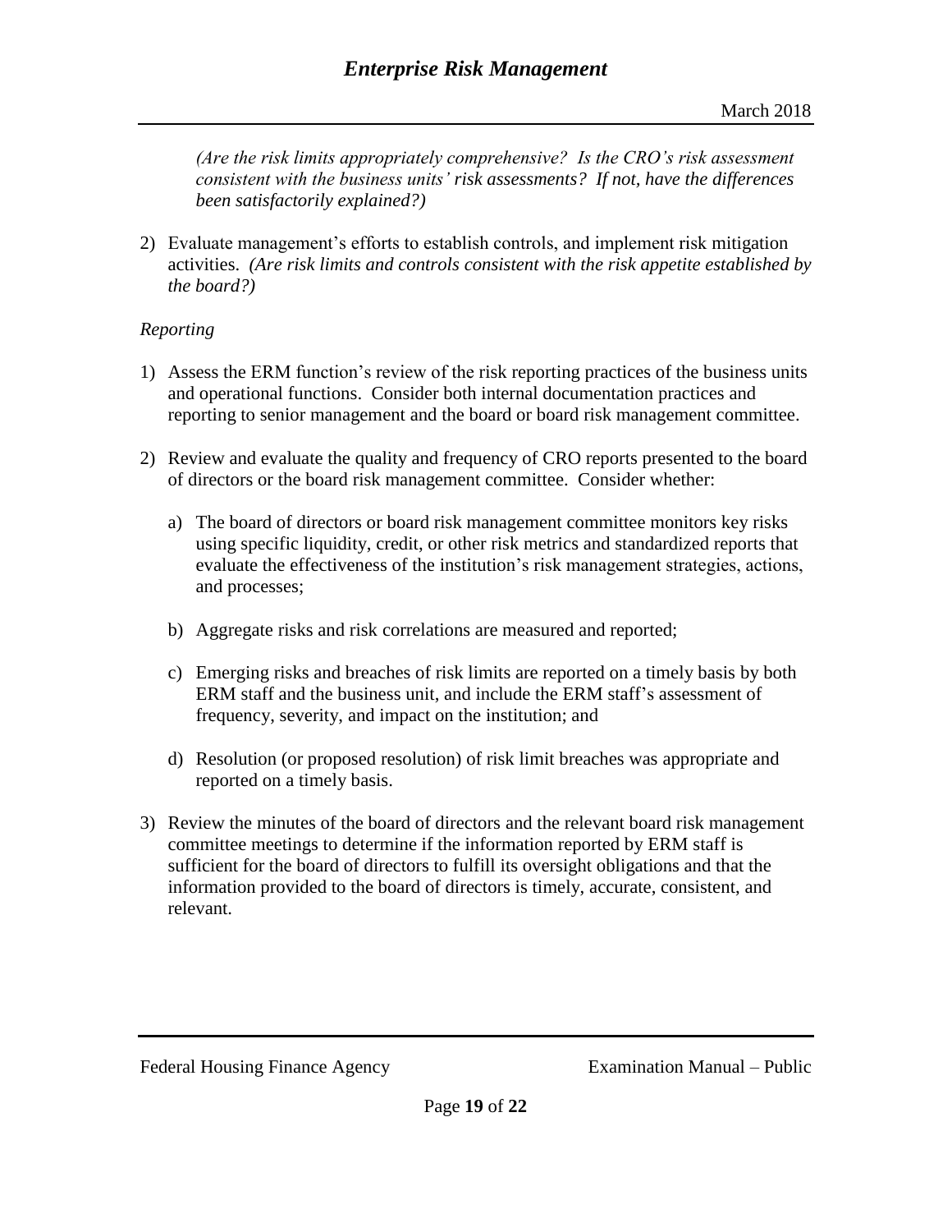*(Are the risk limits appropriately comprehensive? Is the CRO's risk assessment consistent with the business units' risk assessments? If not, have the differences been satisfactorily explained?)*

2) Evaluate management's efforts to establish controls, and implement risk mitigation activities. *(Are risk limits and controls consistent with the risk appetite established by the board?)*

*Reporting*

1) Assess the ERM function's review of the risk reporting practices of the business units and operational functions. Consider both internal documentation practices and reporting to senior management and the board or board risk management committee.

2) Review and evaluate the quality and frequency of CRO reports presented to the board of directors or the board risk management committee. Consider whether:

   a) The board of directors or board risk management committee monitors key risks using specific liquidity, credit, or other risk metrics and standardized reports that evaluate the effectiveness of the institution's risk management strategies, actions, and processes;

   b) Aggregate risks and risk correlations are measured and reported;

   c) Emerging risks and breaches of risk limits are reported on a timely basis by both ERM staff and the business unit, and include the ERM staff's assessment of frequency, severity, and impact on the institution; and

   d) Resolution (or proposed resolution) of risk limit breaches was appropriate and reported on a timely basis.

3) Review the minutes of the board of directors and the relevant board risk management committee meetings to determine if the information reported by ERM staff is sufficient for the board of directors to fulfill its oversight obligations and that the information provided to the board of directors is timely, accurate, consistent, and relevant.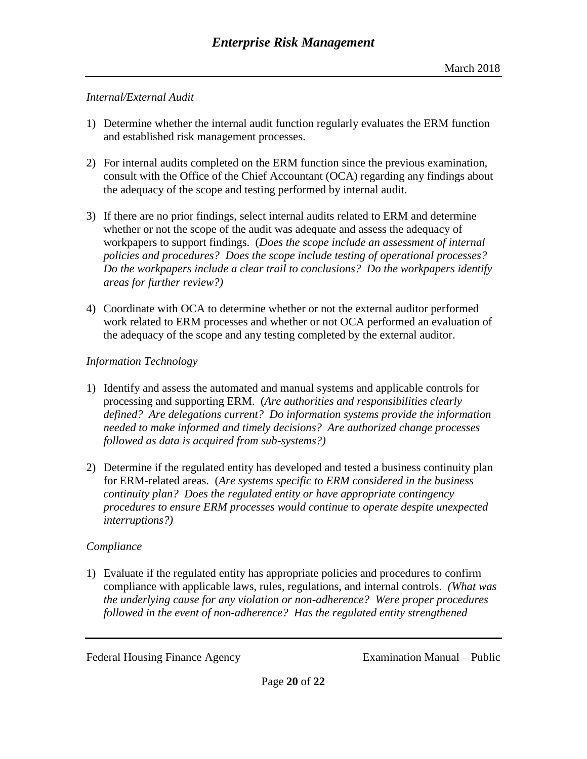*Internal/External Audit*

1) Determine whether the internal audit function regularly evaluates the ERM function and established risk management processes.

2) For internal audits completed on the ERM function since the previous examination, consult with the Office of the Chief Accountant (OCA) regarding any findings about the adequacy of the scope and testing performed by internal audit.

3) If there are no prior findings, select internal audits related to ERM and determine whether or not the scope of the audit was adequate and assess the adequacy of workpapers to support findings. (*Does the scope include an assessment of internal policies and procedures? Does the scope include testing of operational processes? Do the workpapers include a clear trail to conclusions? Do the workpapers identify areas for further review?)*

4) Coordinate with OCA to determine whether or not the external auditor performed work related to ERM processes and whether or not OCA performed an evaluation of the adequacy of the scope and any testing completed by the external auditor.

*Information Technology*

1) Identify and assess the automated and manual systems and applicable controls for processing and supporting ERM. (*Are authorities and responsibilities clearly defined? Are delegations current? Do information systems provide the information needed to make informed and timely decisions? Are authorized change processes followed as data is acquired from sub-systems?)*

2) Determine if the regulated entity has developed and tested a business continuity plan for ERM-related areas. (*Are systems specific to ERM considered in the business continuity plan? Does the regulated entity or have appropriate contingency procedures to ensure ERM processes would continue to operate despite unexpected interruptions?)*

*Compliance*

1) Evaluate if the regulated entity has appropriate policies and procedures to confirm compliance with applicable laws, rules, regulations, and internal controls. *(What was the underlying cause for any violation or non-adherence? Were proper procedures followed in the event of non-adherence? Has the regulated entity strengthened*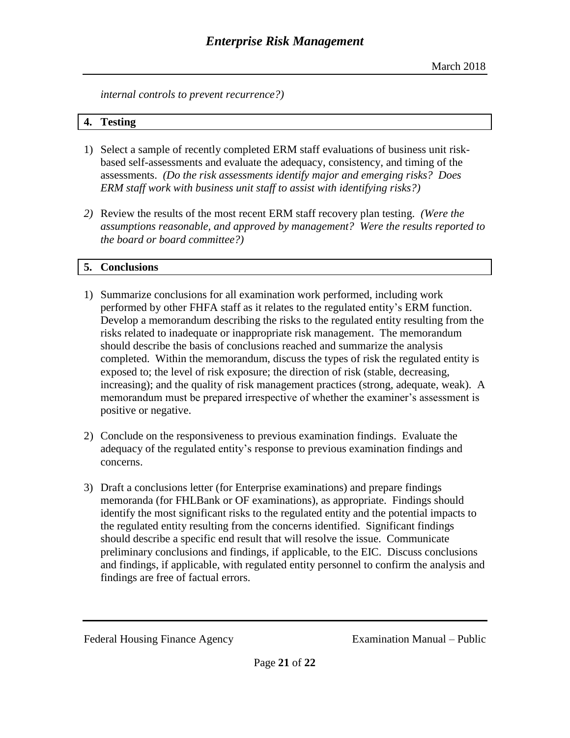*internal controls to prevent recurrence?)*

## 4. Testing

1) Select a sample of recently completed ERM staff evaluations of business unit risk-based self-assessments and evaluate the adequacy, consistency, and timing of the assessments. *(Do the risk assessments identify major and emerging risks? Does ERM staff work with business unit staff to assist with identifying risks?)*

*2)* Review the results of the most recent ERM staff recovery plan testing. *(Were the assumptions reasonable, and approved by management? Were the results reported to the board or board committee?)*

## 5. Conclusions

1) Summarize conclusions for all examination work performed, including work performed by other FHFA staff as it relates to the regulated entity's ERM function. Develop a memorandum describing the risks to the regulated entity resulting from the risks related to inadequate or inappropriate risk management. The memorandum should describe the basis of conclusions reached and summarize the analysis completed. Within the memorandum, discuss the types of risk the regulated entity is exposed to; the level of risk exposure; the direction of risk (stable, decreasing, increasing); and the quality of risk management practices (strong, adequate, weak). A memorandum must be prepared irrespective of whether the examiner's assessment is positive or negative.

2) Conclude on the responsiveness to previous examination findings. Evaluate the adequacy of the regulated entity's response to previous examination findings and concerns.

3) Draft a conclusions letter (for Enterprise examinations) and prepare findings memoranda (for FHLBank or OF examinations), as appropriate. Findings should identify the most significant risks to the regulated entity and the potential impacts to the regulated entity resulting from the concerns identified. Significant findings should describe a specific end result that will resolve the issue. Communicate preliminary conclusions and findings, if applicable, to the EIC. Discuss conclusions and findings, if applicable, with regulated entity personnel to confirm the analysis and findings are free of factual errors.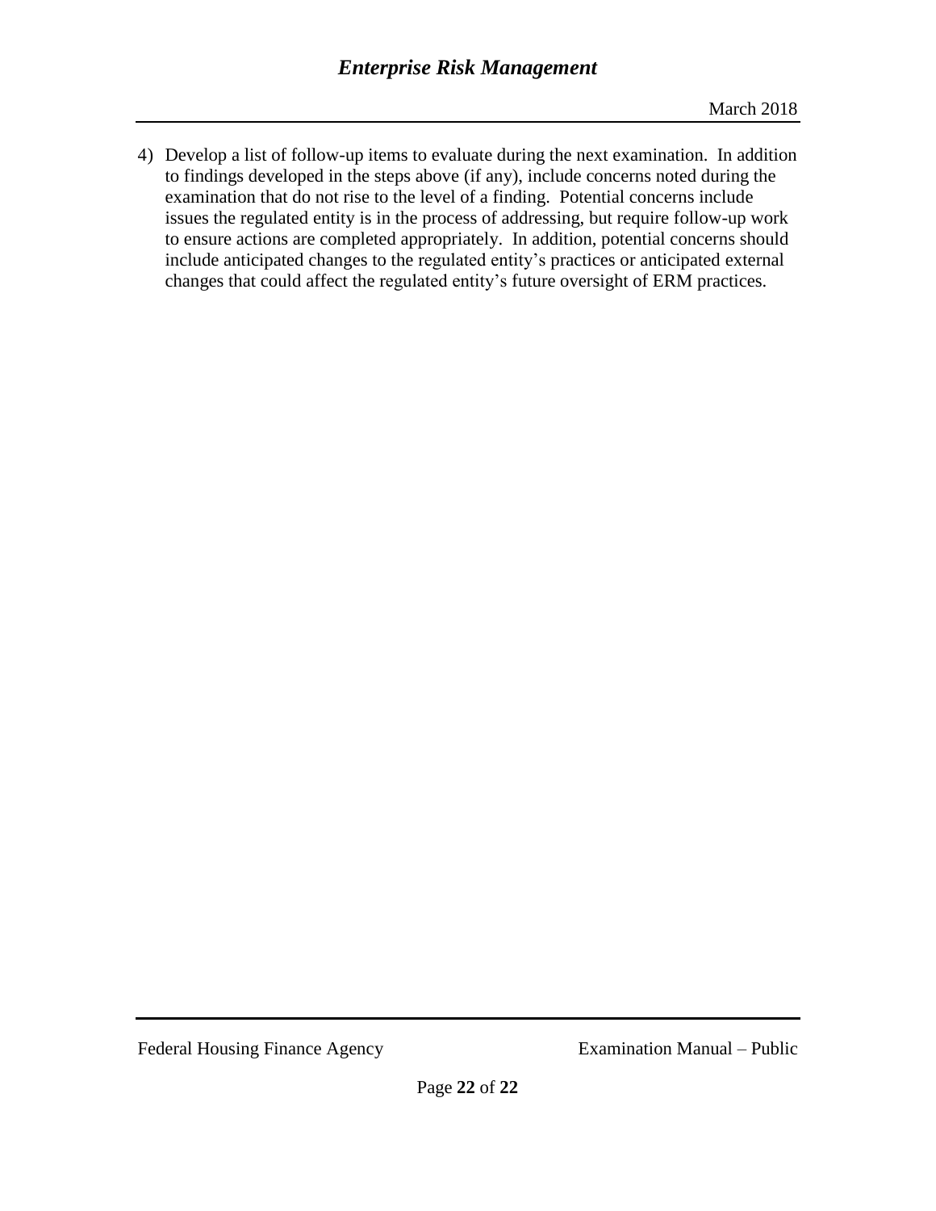4) Develop a list of follow-up items to evaluate during the next examination. In addition to findings developed in the steps above (if any), include concerns noted during the examination that do not rise to the level of a finding. Potential concerns include issues the regulated entity is in the process of addressing, but require follow-up work to ensure actions are completed appropriately. In addition, potential concerns should include anticipated changes to the regulated entity's practices or anticipated external changes that could affect the regulated entity's future oversight of ERM practices.